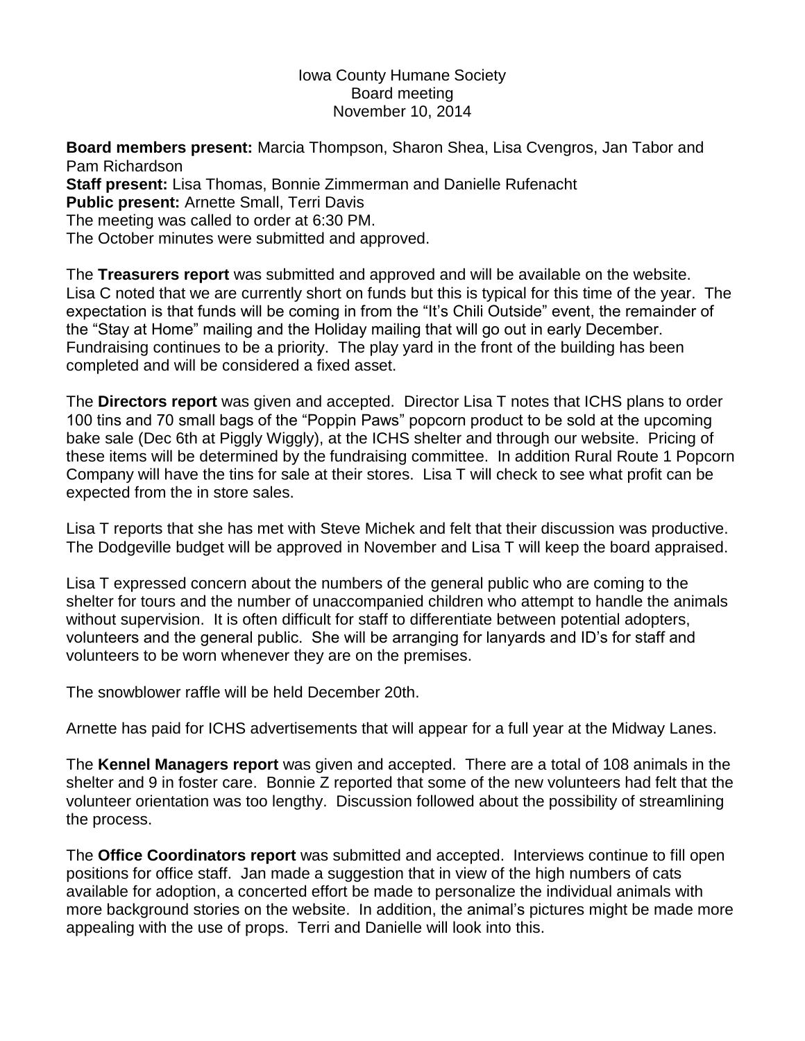Iowa County Humane Society
Board meeting
November 10, 2014

**Board members present:** Marcia Thompson, Sharon Shea, Lisa Cvengros, Jan Tabor and Pam Richardson
**Staff present:** Lisa Thomas, Bonnie Zimmerman and Danielle Rufenacht
**Public present:** Arnette Small, Terri Davis
The meeting was called to order at 6:30 PM.
The October minutes were submitted and approved.

The **Treasurers report** was submitted and approved and will be available on the website. Lisa C noted that we are currently short on funds but this is typical for this time of the year. The expectation is that funds will be coming in from the "It's Chili Outside" event, the remainder of the "Stay at Home" mailing and the Holiday mailing that will go out in early December. Fundraising continues to be a priority. The play yard in the front of the building has been completed and will be considered a fixed asset.

The **Directors report** was given and accepted. Director Lisa T notes that ICHS plans to order 100 tins and 70 small bags of the "Poppin Paws" popcorn product to be sold at the upcoming bake sale (Dec 6th at Piggly Wiggly), at the ICHS shelter and through our website. Pricing of these items will be determined by the fundraising committee. In addition Rural Route 1 Popcorn Company will have the tins for sale at their stores. Lisa T will check to see what profit can be expected from the in store sales.

Lisa T reports that she has met with Steve Michek and felt that their discussion was productive. The Dodgeville budget will be approved in November and Lisa T will keep the board appraised.

Lisa T expressed concern about the numbers of the general public who are coming to the shelter for tours and the number of unaccompanied children who attempt to handle the animals without supervision. It is often difficult for staff to differentiate between potential adopters, volunteers and the general public. She will be arranging for lanyards and ID's for staff and volunteers to be worn whenever they are on the premises.

The snowblower raffle will be held December 20th.

Arnette has paid for ICHS advertisements that will appear for a full year at the Midway Lanes.

The **Kennel Managers report** was given and accepted. There are a total of 108 animals in the shelter and 9 in foster care. Bonnie Z reported that some of the new volunteers had felt that the volunteer orientation was too lengthy. Discussion followed about the possibility of streamlining the process.

The **Office Coordinators report** was submitted and accepted. Interviews continue to fill open positions for office staff. Jan made a suggestion that in view of the high numbers of cats available for adoption, a concerted effort be made to personalize the individual animals with more background stories on the website. In addition, the animal's pictures might be made more appealing with the use of props. Terri and Danielle will look into this.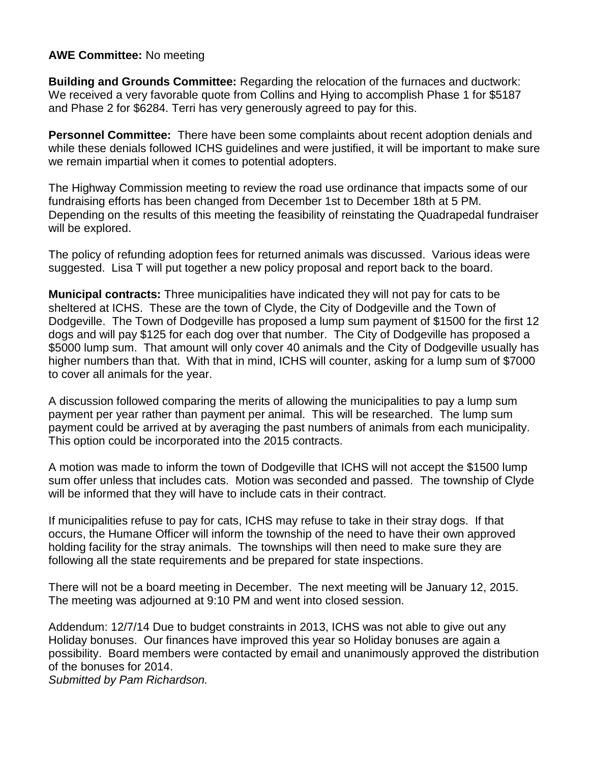**AWE Committee:** No meeting

**Building and Grounds Committee:** Regarding the relocation of the furnaces and ductwork: We received a very favorable quote from Collins and Hying to accomplish Phase 1 for $5187 and Phase 2 for $6284. Terri has very generously agreed to pay for this.

**Personnel Committee:** There have been some complaints about recent adoption denials and while these denials followed ICHS guidelines and were justified, it will be important to make sure we remain impartial when it comes to potential adopters.

The Highway Commission meeting to review the road use ordinance that impacts some of our fundraising efforts has been changed from December 1st to December 18th at 5 PM. Depending on the results of this meeting the feasibility of reinstating the Quadrapedal fundraiser will be explored.

The policy of refunding adoption fees for returned animals was discussed. Various ideas were suggested. Lisa T will put together a new policy proposal and report back to the board.

**Municipal contracts:** Three municipalities have indicated they will not pay for cats to be sheltered at ICHS. These are the town of Clyde, the City of Dodgeville and the Town of Dodgeville. The Town of Dodgeville has proposed a lump sum payment of $1500 for the first 12 dogs and will pay $125 for each dog over that number. The City of Dodgeville has proposed a $5000 lump sum. That amount will only cover 40 animals and the City of Dodgeville usually has higher numbers than that. With that in mind, ICHS will counter, asking for a lump sum of $7000 to cover all animals for the year.

A discussion followed comparing the merits of allowing the municipalities to pay a lump sum payment per year rather than payment per animal. This will be researched. The lump sum payment could be arrived at by averaging the past numbers of animals from each municipality. This option could be incorporated into the 2015 contracts.

A motion was made to inform the town of Dodgeville that ICHS will not accept the $1500 lump sum offer unless that includes cats. Motion was seconded and passed. The township of Clyde will be informed that they will have to include cats in their contract.

If municipalities refuse to pay for cats, ICHS may refuse to take in their stray dogs. If that occurs, the Humane Officer will inform the township of the need to have their own approved holding facility for the stray animals. The townships will then need to make sure they are following all the state requirements and be prepared for state inspections.

There will not be a board meeting in December. The next meeting will be January 12, 2015. The meeting was adjourned at 9:10 PM and went into closed session.

Addendum: 12/7/14 Due to budget constraints in 2013, ICHS was not able to give out any Holiday bonuses. Our finances have improved this year so Holiday bonuses are again a possibility. Board members were contacted by email and unanimously approved the distribution of the bonuses for 2014.

*Submitted by Pam Richardson.*